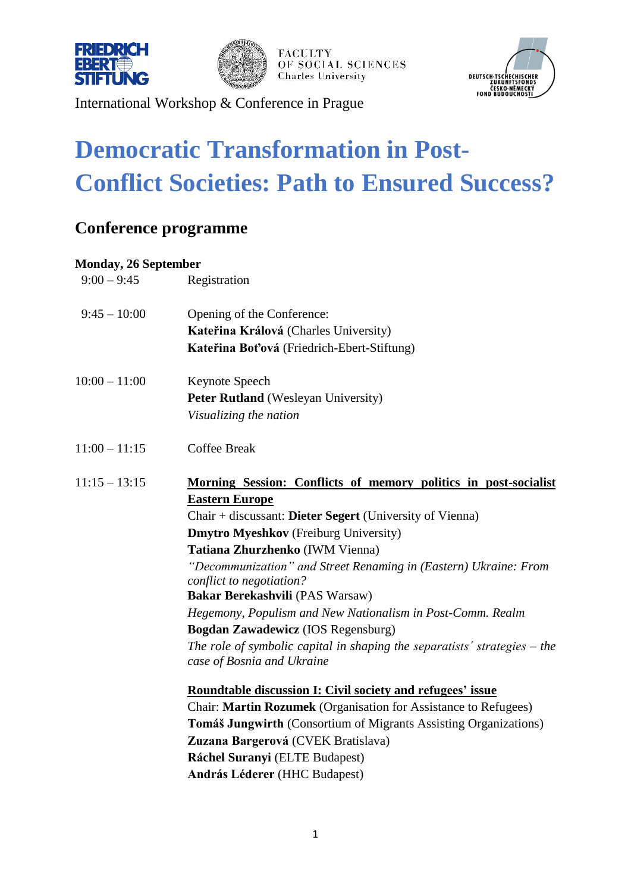International Workshop & Conference in Prague

# Democratic Transformation in Post-Conflict Societies: Path to Ensured Success?

## Conference programme

**Monday, 26 September**

| | |
|---|---|
| 9:00 – 9:45 | Registration |
| 9:45 – 10:00 | Opening of the Conference:<br>**Kateřina Králová** (Charles University)<br>**Kateřina Boťová** (Friedrich-Ebert-Stiftung) |
| 10:00 – 11:00 | Keynote Speech<br>**Peter Rutland** (Wesleyan University)<br>*Visualizing the nation* |
| 11:00 – 11:15 | Coffee Break |
| 11:15 – 13:15 | **Morning Session: Conflicts of memory politics in post-socialist Eastern Europe**<br>Chair + discussant: **Dieter Segert** (University of Vienna)<br>**Dmytro Myeshkov** (Freiburg University)<br>**Tatiana Zhurzhenko** (IWM Vienna)<br>*"Decommunization" and Street Renaming in (Eastern) Ukraine: From conflict to negotiation?*<br>**Bakar Berekashvili** (PAS Warsaw)<br>*Hegemony, Populism and New Nationalism in Post-Comm. Realm*<br>**Bogdan Zawadewicz** (IOS Regensburg)<br>*The role of symbolic capital in shaping the separatists´ strategies – the case of Bosnia and Ukraine*<br><br>**Roundtable discussion I: Civil society and refugees' issue**<br>Chair: **Martin Rozumek** (Organisation for Assistance to Refugees)<br>**Tomáš Jungwirth** (Consortium of Migrants Assisting Organizations)<br>**Zuzana Bargerová** (CVEK Bratislava)<br>**Ráchel Suranyi** (ELTE Budapest)<br>**András Léderer** (HHC Budapest) |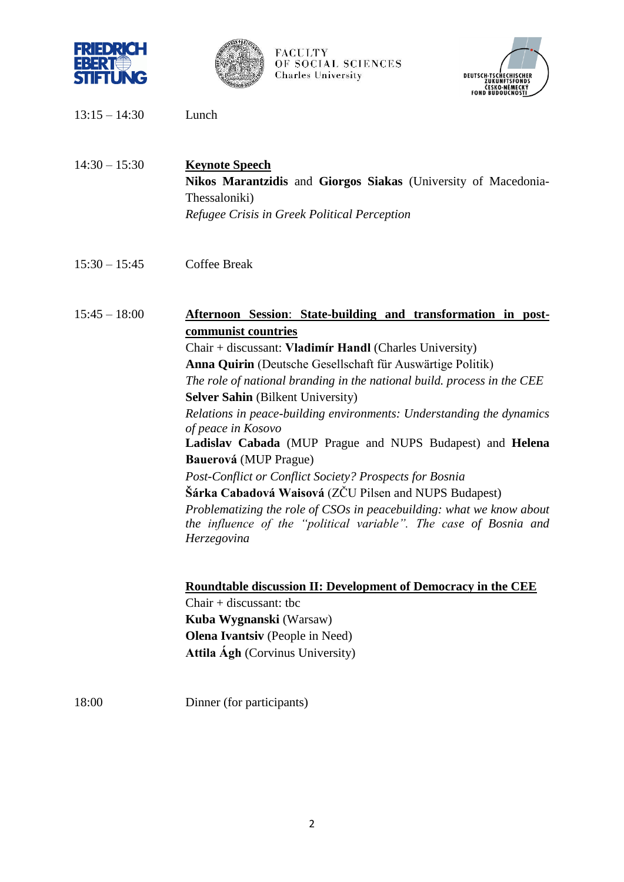| | |
|---|---|
| 13:15 – 14:30 | Lunch |
| 14:30 – 15:30 | **Keynote Speech**<br>**Nikos Marantzidis** and **Giorgos Siakas** (University of Macedonia-Thessaloniki)<br>*Refugee Crisis in Greek Political Perception* |
| 15:30 – 15:45 | Coffee Break |
| 15:45 – 18:00 | **Afternoon Session: State-building and transformation in post-communist countries**<br>Chair + discussant: **Vladimír Handl** (Charles University)<br>**Anna Quirin** (Deutsche Gesellschaft für Auswärtige Politik)<br>*The role of national branding in the national build. process in the CEE*<br>**Selver Sahin** (Bilkent University)<br>*Relations in peace-building environments: Understanding the dynamics of peace in Kosovo*<br>**Ladislav Cabada** (MUP Prague and NUPS Budapest) and **Helena Bauerová** (MUP Prague)<br>*Post-Conflict or Conflict Society? Prospects for Bosnia*<br>**Šárka Cabadová Waisová** (ZČU Pilsen and NUPS Budapest)<br>*Problematizing the role of CSOs in peacebuilding: what we know about the influence of the "political variable". The case of Bosnia and Herzegovina*<br><br>**Roundtable discussion II: Development of Democracy in the CEE**<br>Chair + discussant: tbc<br>**Kuba Wygnanski** (Warsaw)<br>**Olena Ivantsiv** (People in Need)<br>**Attila Ágh** (Corvinus University) |
| 18:00 | Dinner (for participants) |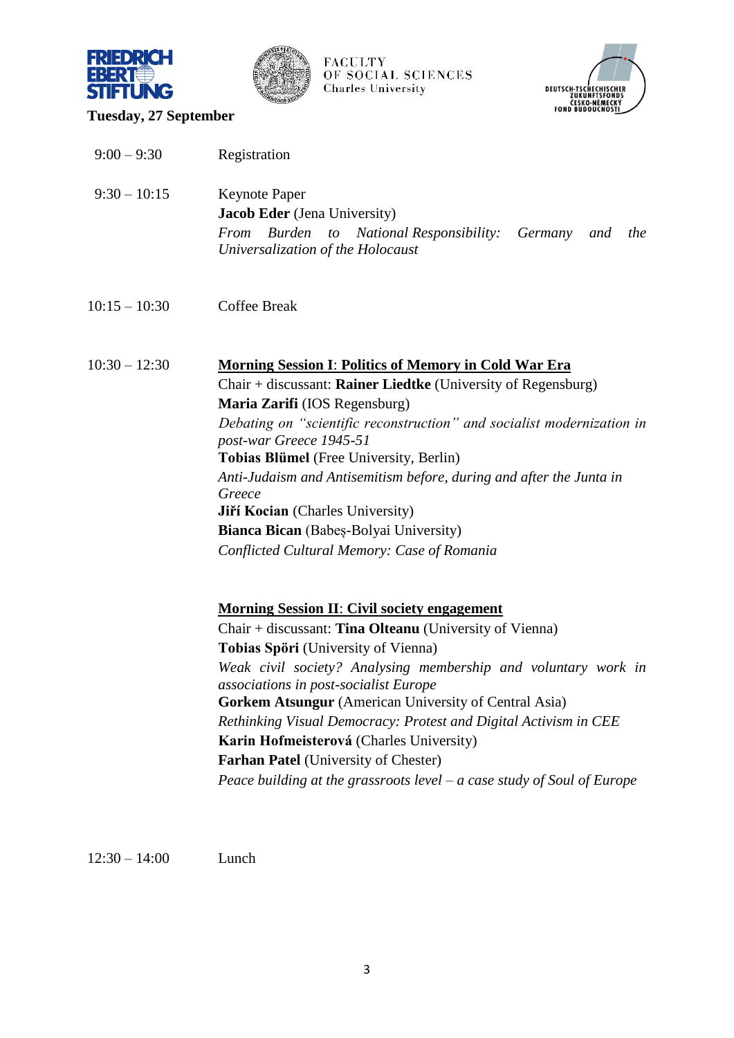**Tuesday, 27 September**

| | |
|---|---|
| 9:00 – 9:30 | Registration |
| 9:30 – 10:15 | Keynote Paper<br>**Jacob Eder** (Jena University)<br>*From Burden to National Responsibility: Germany and the Universalization of the Holocaust* |
| 10:15 – 10:30 | Coffee Break |
| 10:30 – 12:30 | **Morning Session I: Politics of Memory in Cold War Era**<br>Chair + discussant: **Rainer Liedtke** (University of Regensburg)<br>**Maria Zarifi** (IOS Regensburg)<br>*Debating on "scientific reconstruction" and socialist modernization in post-war Greece 1945-51*<br>**Tobias Blümel** (Free University, Berlin)<br>*Anti-Judaism and Antisemitism before, during and after the Junta in Greece*<br>**Jiří Kocian** (Charles University)<br>**Bianca Bican** (Babeș-Bolyai University)<br>*Conflicted Cultural Memory: Case of Romania*<br><br>**Morning Session II: Civil society engagement**<br>Chair + discussant: **Tina Olteanu** (University of Vienna)<br>**Tobias Spöri** (University of Vienna)<br>*Weak civil society? Analysing membership and voluntary work in associations in post-socialist Europe*<br>**Gorkem Atsungur** (American University of Central Asia)<br>*Rethinking Visual Democracy: Protest and Digital Activism in CEE*<br>**Karin Hofmeisterová** (Charles University)<br>**Farhan Patel** (University of Chester)<br>*Peace building at the grassroots level – a case study of Soul of Europe* |
| 12:30 – 14:00 | Lunch |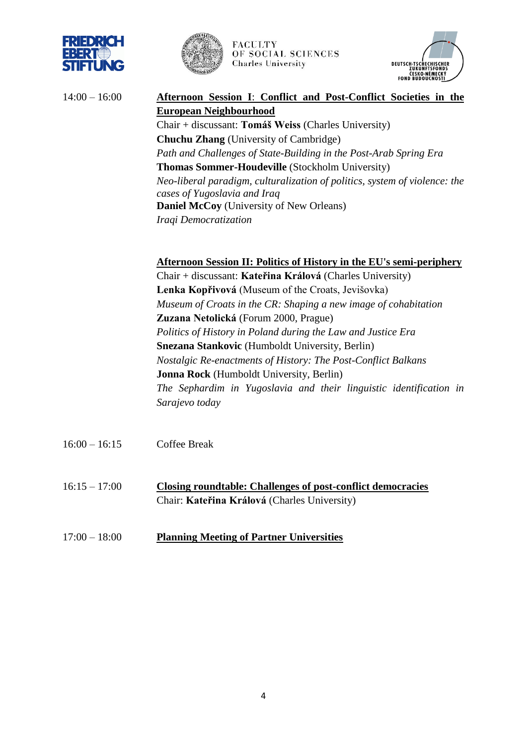14:00 – 16:00 **Afternoon Session I: Conflict and Post-Conflict Societies in the European Neighbourhood**

Chair + discussant: **Tomáš Weiss** (Charles University)

**Chuchu Zhang** (University of Cambridge)
*Path and Challenges of State-Building in the Post-Arab Spring Era*

**Thomas Sommer-Houdeville** (Stockholm University)
*Neo-liberal paradigm, culturalization of politics, system of violence: the cases of Yugoslavia and Iraq*

**Daniel McCoy** (University of New Orleans)
*Iraqi Democratization*

**Afternoon Session II: Politics of History in the EU's semi-periphery**

Chair + discussant: **Kateřina Králová** (Charles University)

**Lenka Kopřivová** (Museum of the Croats, Jevišovka)
*Museum of Croats in the CR: Shaping a new image of cohabitation*

**Zuzana Netolická** (Forum 2000, Prague)
*Politics of History in Poland during the Law and Justice Era*

**Snezana Stankovic** (Humboldt University, Berlin)
*Nostalgic Re-enactments of History: The Post-Conflict Balkans*

**Jonna Rock** (Humboldt University, Berlin)
*The Sephardim in Yugoslavia and their linguistic identification in Sarajevo today*

16:00 – 16:15 Coffee Break

16:15 – 17:00 **Closing roundtable: Challenges of post-conflict democracies**

Chair: **Kateřina Králová** (Charles University)

17:00 – 18:00 **Planning Meeting of Partner Universities**